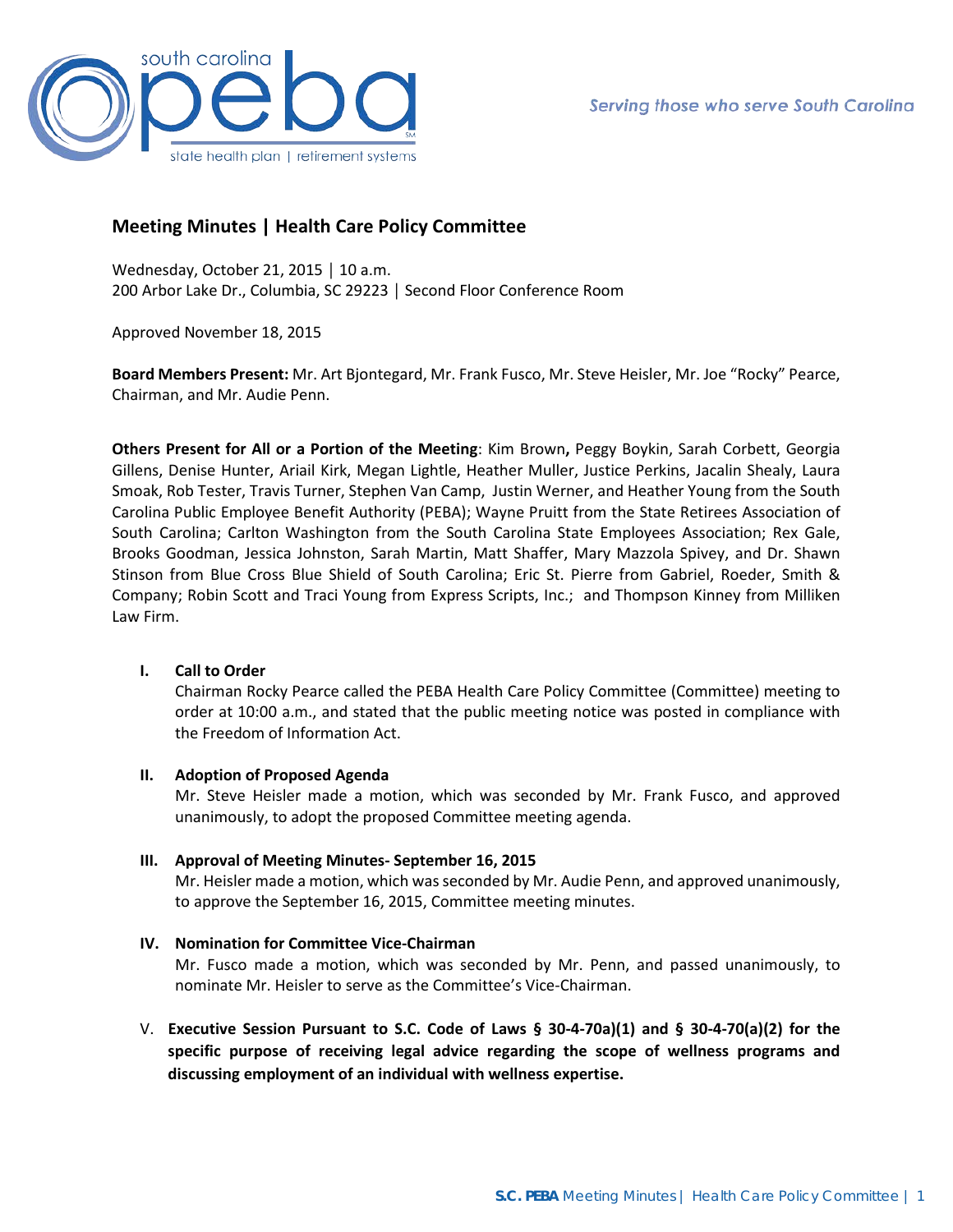# Meeting Minutes | Health Care Policy Committee

Wednesday, October 21, 2015 │ 10 a.m.
200 Arbor Lake Dr., Columbia, SC 29223 │ Second Floor Conference Room

Approved November 18, 2015

**Board Members Present:** Mr. Art Bjontegard, Mr. Frank Fusco, Mr. Steve Heisler, Mr. Joe "Rocky" Pearce, Chairman, and Mr. Audie Penn.

**Others Present for All or a Portion of the Meeting**: Kim Brown**,** Peggy Boykin, Sarah Corbett, Georgia Gillens, Denise Hunter, Ariail Kirk, Megan Lightle, Heather Muller, Justice Perkins, Jacalin Shealy, Laura Smoak, Rob Tester, Travis Turner, Stephen Van Camp, Justin Werner, and Heather Young from the South Carolina Public Employee Benefit Authority (PEBA); Wayne Pruitt from the State Retirees Association of South Carolina; Carlton Washington from the South Carolina State Employees Association; Rex Gale, Brooks Goodman, Jessica Johnston, Sarah Martin, Matt Shaffer, Mary Mazzola Spivey, and Dr. Shawn Stinson from Blue Cross Blue Shield of South Carolina; Eric St. Pierre from Gabriel, Roeder, Smith & Company; Robin Scott and Traci Young from Express Scripts, Inc.; and Thompson Kinney from Milliken Law Firm.

**I. Call to Order**

Chairman Rocky Pearce called the PEBA Health Care Policy Committee (Committee) meeting to order at 10:00 a.m., and stated that the public meeting notice was posted in compliance with the Freedom of Information Act.

**II. Adoption of Proposed Agenda**

Mr. Steve Heisler made a motion, which was seconded by Mr. Frank Fusco, and approved unanimously, to adopt the proposed Committee meeting agenda.

**III. Approval of Meeting Minutes- September 16, 2015**

Mr. Heisler made a motion, which was seconded by Mr. Audie Penn, and approved unanimously, to approve the September 16, 2015, Committee meeting minutes.

**IV. Nomination for Committee Vice-Chairman**

Mr. Fusco made a motion, which was seconded by Mr. Penn, and passed unanimously, to nominate Mr. Heisler to serve as the Committee's Vice-Chairman.

V. **Executive Session Pursuant to S.C. Code of Laws § 30-4-70a)(1) and § 30-4-70(a)(2) for the specific purpose of receiving legal advice regarding the scope of wellness programs and discussing employment of an individual with wellness expertise.**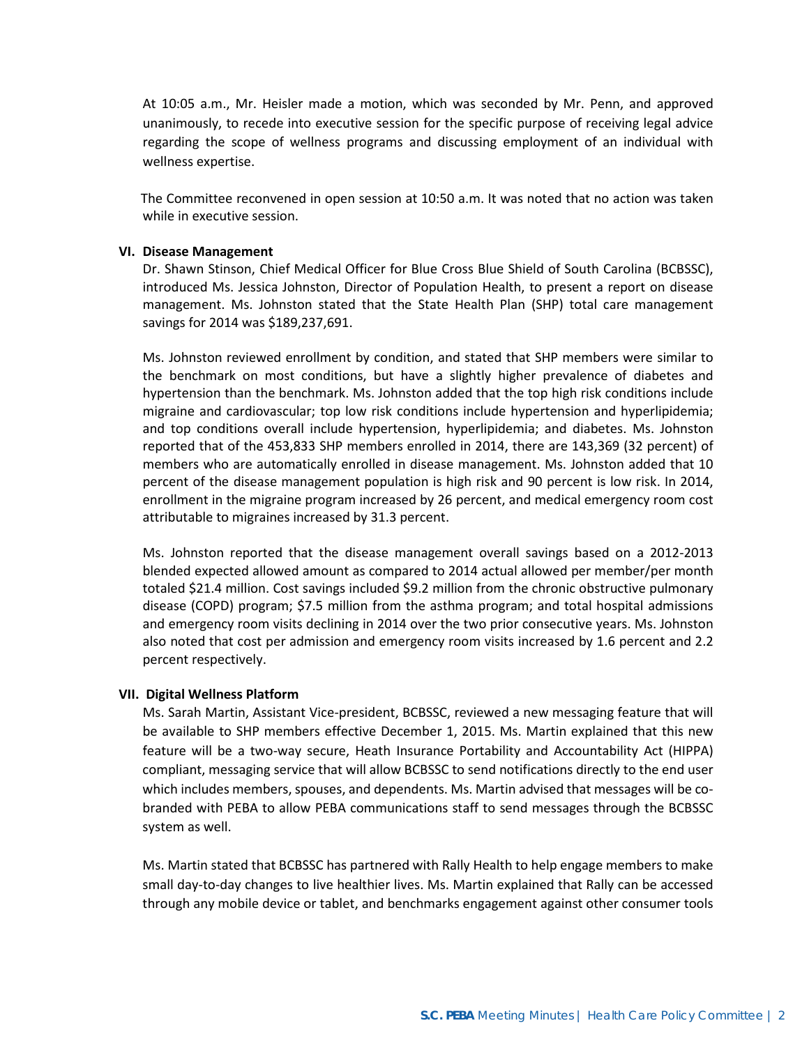At 10:05 a.m., Mr. Heisler made a motion, which was seconded by Mr. Penn, and approved unanimously, to recede into executive session for the specific purpose of receiving legal advice regarding the scope of wellness programs and discussing employment of an individual with wellness expertise.

The Committee reconvened in open session at 10:50 a.m. It was noted that no action was taken while in executive session.

## VI. Disease Management

Dr. Shawn Stinson, Chief Medical Officer for Blue Cross Blue Shield of South Carolina (BCBSSC), introduced Ms. Jessica Johnston, Director of Population Health, to present a report on disease management. Ms. Johnston stated that the State Health Plan (SHP) total care management savings for 2014 was $189,237,691.

Ms. Johnston reviewed enrollment by condition, and stated that SHP members were similar to the benchmark on most conditions, but have a slightly higher prevalence of diabetes and hypertension than the benchmark. Ms. Johnston added that the top high risk conditions include migraine and cardiovascular; top low risk conditions include hypertension and hyperlipidemia; and top conditions overall include hypertension, hyperlipidemia; and diabetes. Ms. Johnston reported that of the 453,833 SHP members enrolled in 2014, there are 143,369 (32 percent) of members who are automatically enrolled in disease management. Ms. Johnston added that 10 percent of the disease management population is high risk and 90 percent is low risk. In 2014, enrollment in the migraine program increased by 26 percent, and medical emergency room cost attributable to migraines increased by 31.3 percent.

Ms. Johnston reported that the disease management overall savings based on a 2012-2013 blended expected allowed amount as compared to 2014 actual allowed per member/per month totaled $21.4 million. Cost savings included $9.2 million from the chronic obstructive pulmonary disease (COPD) program; $7.5 million from the asthma program; and total hospital admissions and emergency room visits declining in 2014 over the two prior consecutive years. Ms. Johnston also noted that cost per admission and emergency room visits increased by 1.6 percent and 2.2 percent respectively.

## VII. Digital Wellness Platform

Ms. Sarah Martin, Assistant Vice-president, BCBSSC, reviewed a new messaging feature that will be available to SHP members effective December 1, 2015. Ms. Martin explained that this new feature will be a two-way secure, Heath Insurance Portability and Accountability Act (HIPPA) compliant, messaging service that will allow BCBSSC to send notifications directly to the end user which includes members, spouses, and dependents. Ms. Martin advised that messages will be co-branded with PEBA to allow PEBA communications staff to send messages through the BCBSSC system as well.

Ms. Martin stated that BCBSSC has partnered with Rally Health to help engage members to make small day-to-day changes to live healthier lives. Ms. Martin explained that Rally can be accessed through any mobile device or tablet, and benchmarks engagement against other consumer tools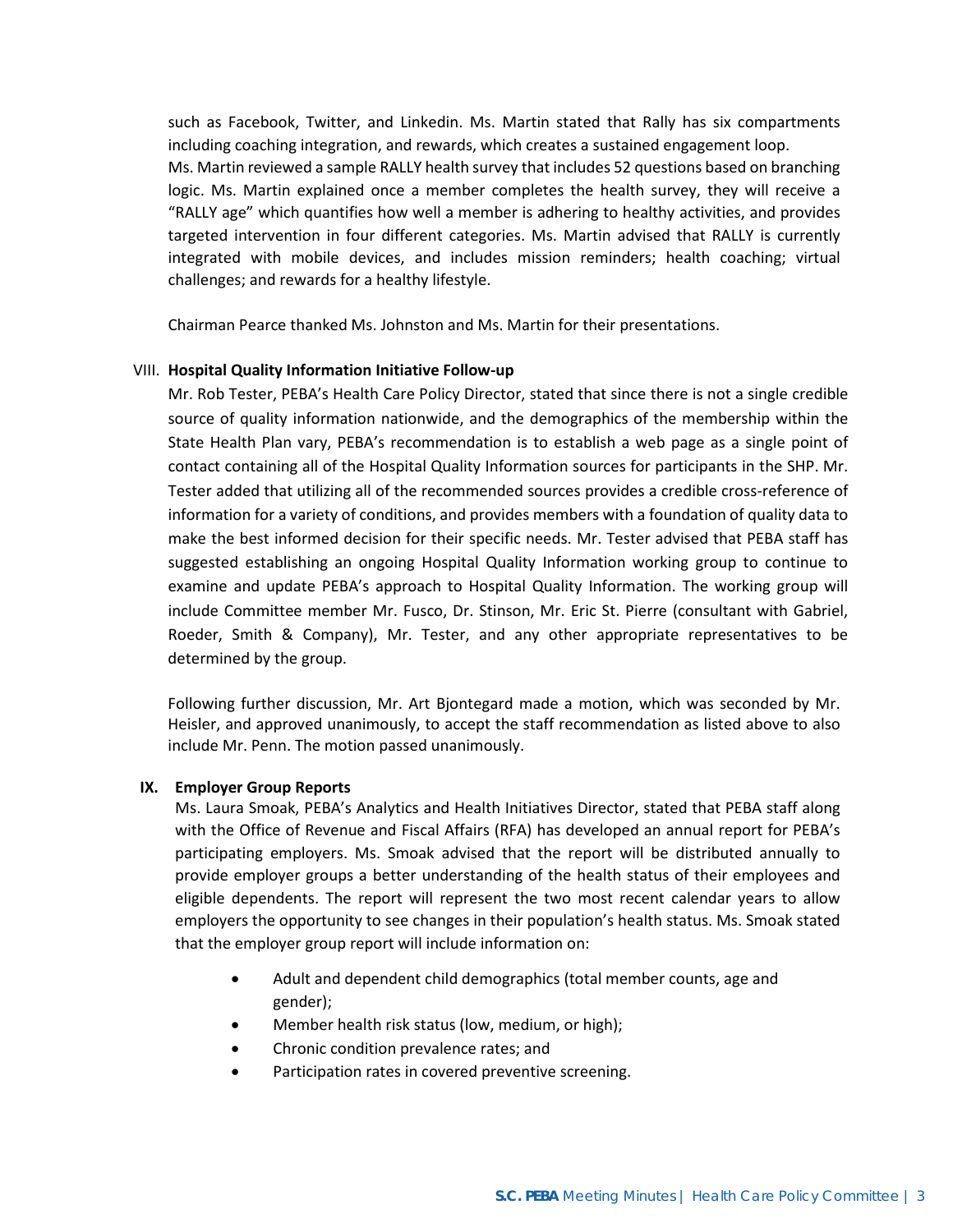such as Facebook, Twitter, and LinkedIn. Ms. Martin stated that Rally has six compartments including coaching integration, and rewards, which creates a sustained engagement loop. Ms. Martin reviewed a sample RALLY health survey that includes 52 questions based on branching logic. Ms. Martin explained once a member completes the health survey, they will receive a "RALLY age" which quantifies how well a member is adhering to healthy activities, and provides targeted intervention in four different categories. Ms. Martin advised that RALLY is currently integrated with mobile devices, and includes mission reminders; health coaching; virtual challenges; and rewards for a healthy lifestyle.

Chairman Pearce thanked Ms. Johnston and Ms. Martin for their presentations.

## VIII. Hospital Quality Information Initiative Follow-up

Mr. Rob Tester, PEBA's Health Care Policy Director, stated that since there is not a single credible source of quality information nationwide, and the demographics of the membership within the State Health Plan vary, PEBA's recommendation is to establish a web page as a single point of contact containing all of the Hospital Quality Information sources for participants in the SHP. Mr. Tester added that utilizing all of the recommended sources provides a credible cross-reference of information for a variety of conditions, and provides members with a foundation of quality data to make the best informed decision for their specific needs. Mr. Tester advised that PEBA staff has suggested establishing an ongoing Hospital Quality Information working group to continue to examine and update PEBA's approach to Hospital Quality Information. The working group will include Committee member Mr. Fusco, Dr. Stinson, Mr. Eric St. Pierre (consultant with Gabriel, Roeder, Smith & Company), Mr. Tester, and any other appropriate representatives to be determined by the group.

Following further discussion, Mr. Art Bjontegard made a motion, which was seconded by Mr. Heisler, and approved unanimously, to accept the staff recommendation as listed above to also include Mr. Penn. The motion passed unanimously.

## IX. Employer Group Reports

Ms. Laura Smoak, PEBA's Analytics and Health Initiatives Director, stated that PEBA staff along with the Office of Revenue and Fiscal Affairs (RFA) has developed an annual report for PEBA's participating employers. Ms. Smoak advised that the report will be distributed annually to provide employer groups a better understanding of the health status of their employees and eligible dependents. The report will represent the two most recent calendar years to allow employers the opportunity to see changes in their population's health status. Ms. Smoak stated that the employer group report will include information on:

- Adult and dependent child demographics (total member counts, age and gender);
- Member health risk status (low, medium, or high);
- Chronic condition prevalence rates; and
- Participation rates in covered preventive screening.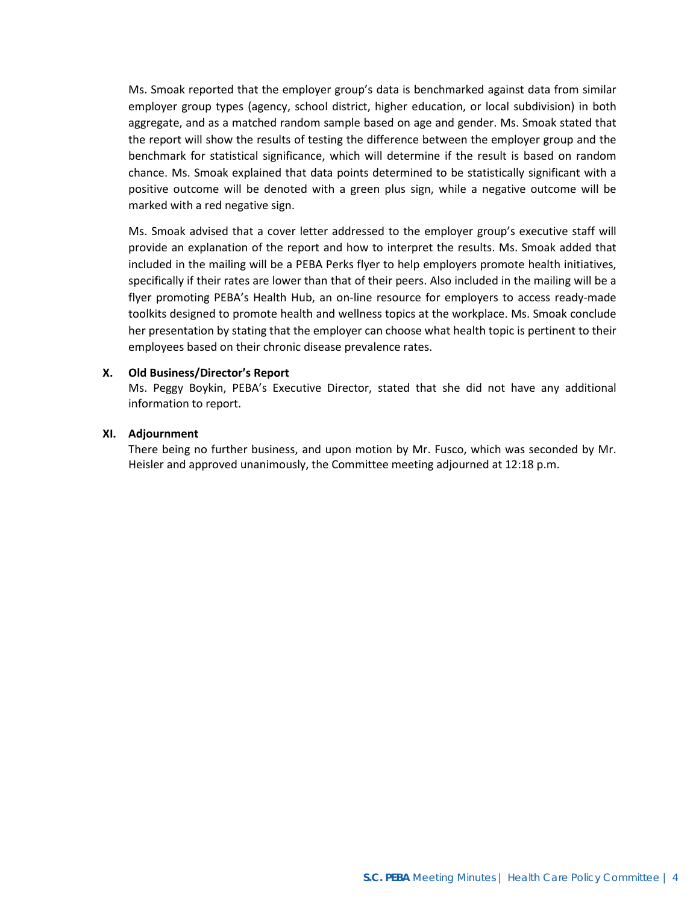Ms. Smoak reported that the employer group's data is benchmarked against data from similar employer group types (agency, school district, higher education, or local subdivision) in both aggregate, and as a matched random sample based on age and gender. Ms. Smoak stated that the report will show the results of testing the difference between the employer group and the benchmark for statistical significance, which will determine if the result is based on random chance. Ms. Smoak explained that data points determined to be statistically significant with a positive outcome will be denoted with a green plus sign, while a negative outcome will be marked with a red negative sign.

Ms. Smoak advised that a cover letter addressed to the employer group's executive staff will provide an explanation of the report and how to interpret the results. Ms. Smoak added that included in the mailing will be a PEBA Perks flyer to help employers promote health initiatives, specifically if their rates are lower than that of their peers. Also included in the mailing will be a flyer promoting PEBA's Health Hub, an on-line resource for employers to access ready-made toolkits designed to promote health and wellness topics at the workplace. Ms. Smoak conclude her presentation by stating that the employer can choose what health topic is pertinent to their employees based on their chronic disease prevalence rates.

**X. Old Business/Director's Report**

Ms. Peggy Boykin, PEBA's Executive Director, stated that she did not have any additional information to report.

**XI. Adjournment**

There being no further business, and upon motion by Mr. Fusco, which was seconded by Mr. Heisler and approved unanimously, the Committee meeting adjourned at 12:18 p.m.